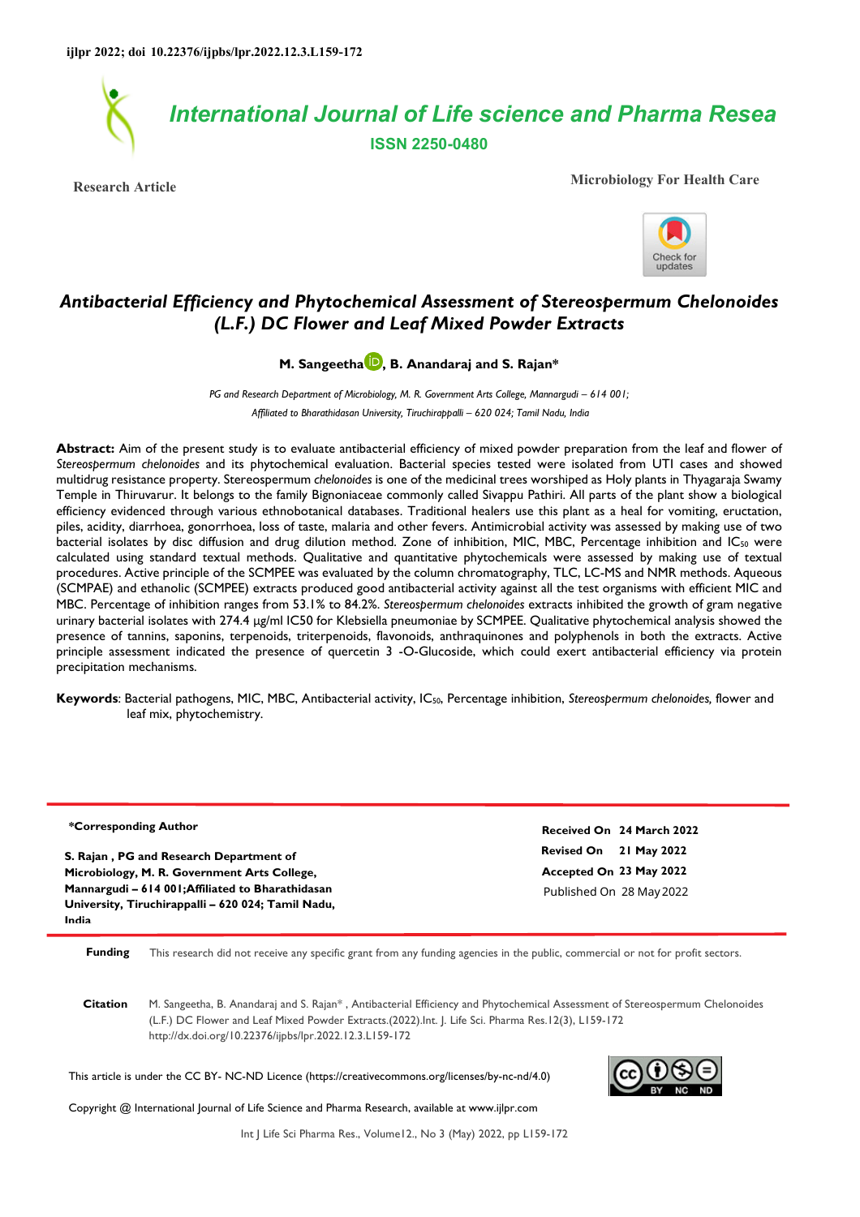ijlpr 2022; doi 10.22376/ijpbs/lpr.2022.12.3.L159-172

International Journal of Life science and Pharma Resea

ISSN 2250-0480

Research Article

Microbiology For Health Care

# Antibacterial Efficiency and Phytochemical Assessment of Stereospermum Chelonoides (L.F.) DC Flower and Leaf Mixed Powder Extracts

**M. Sangeetha, B. Anandaraj and S. Rajan***

*PG and Research Department of Microbiology, M. R. Government Arts College, Mannargudi – 614 001; Affiliated to Bharathidasan University, Tiruchirappalli – 620 024; Tamil Nadu, India*

**Abstract:** Aim of the present study is to evaluate antibacterial efficiency of mixed powder preparation from the leaf and flower of *Stereospermum chelonoides* and its phytochemical evaluation. Bacterial species tested were isolated from UTI cases and showed multidrug resistance property. Stereospermum *chelonoides* is one of the medicinal trees worshiped as Holy plants in Thyagaraja Swamy Temple in Thiruvarur. It belongs to the family Bignoniaceae commonly called Sivappu Pathiri. All parts of the plant show a biological efficiency evidenced through various ethnobotanical databases. Traditional healers use this plant as a heal for vomiting, eructation, piles, acidity, diarrhoea, gonorrhoea, loss of taste, malaria and other fevers. Antimicrobial activity was assessed by making use of two bacterial isolates by disc diffusion and drug dilution method. Zone of inhibition, MIC, MBC, Percentage inhibition and $IC_{50}$ were calculated using standard textual methods. Qualitative and quantitative phytochemicals were assessed by making use of textual procedures. Active principle of the SCMPEE was evaluated by the column chromatography, TLC, LC-MS and NMR methods. Aqueous (SCMPAE) and ethanolic (SCMPEE) extracts produced good antibacterial activity against all the test organisms with efficient MIC and MBC. Percentage of inhibition ranges from 53.1% to 84.2%. *Stereospermum chelonoides* extracts inhibited the growth of gram negative urinary bacterial isolates with 274.4 µg/ml IC50 for Klebsiella pneumoniae by SCMPEE. Qualitative phytochemical analysis showed the presence of tannins, saponins, terpenoids, triterpenoids, flavonoids, anthraquinones and polyphenols in both the extracts. Active principle assessment indicated the presence of quercetin 3 -O-Glucoside, which could exert antibacterial efficiency via protein precipitation mechanisms.

**Keywords**: Bacterial pathogens, MIC, MBC, Antibacterial activity, $IC_{50}$, Percentage inhibition, *Stereospermum chelonoides,* flower and leaf mix, phytochemistry.

**\*Corresponding Author**

**S. Rajan , PG and Research Department of Microbiology, M. R. Government Arts College, Mannargudi – 614 001;Affiliated to Bharathidasan University, Tiruchirappalli – 620 024; Tamil Nadu, India**

**Received On** 24 March 2022
**Revised On** 21 May 2022
**Accepted On** 23 May 2022
Published On 28 May 2022

**Funding** This research did not receive any specific grant from any funding agencies in the public, commercial or not for profit sectors.

**Citation** M. Sangeetha, B. Anandaraj and S. Rajan* , Antibacterial Efficiency and Phytochemical Assessment of Stereospermum Chelonoides (L.F.) DC Flower and Leaf Mixed Powder Extracts.(2022).Int. J. Life Sci. Pharma Res.12(3), L159-172 http://dx.doi.org/10.22376/ijpbs/lpr.2022.12.3.L159-172

This article is under the CC BY- NC-ND Licence (https://creativecommons.org/licenses/by-nc-nd/4.0)

Copyright @ International Journal of Life Science and Pharma Research, available at www.ijlpr.com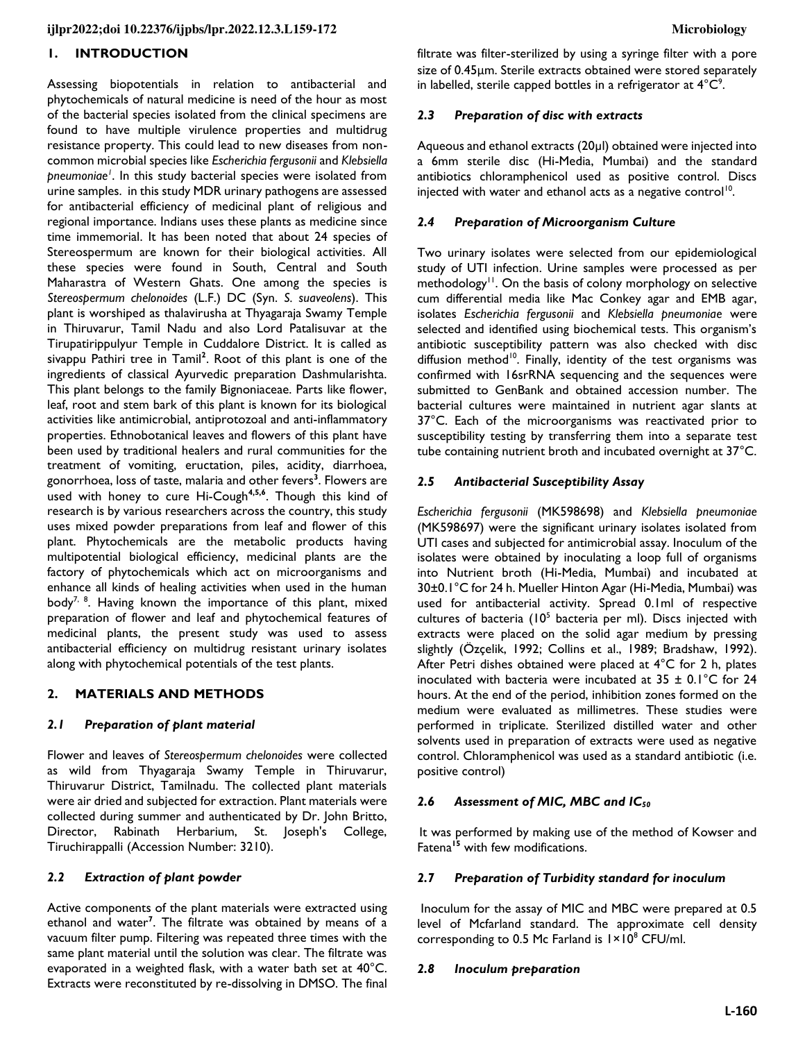## 1. INTRODUCTION

Assessing biopotentials in relation to antibacterial and phytochemicals of natural medicine is need of the hour as most of the bacterial species isolated from the clinical specimens are found to have multiple virulence properties and multidrug resistance property. This could lead to new diseases from non-common microbial species like *Escherichia fergusonii* and *Klebsiella pneumoniae*[1]. In this study bacterial species were isolated from urine samples. in this study MDR urinary pathogens are assessed for antibacterial efficiency of medicinal plant of religious and regional importance. Indians uses these plants as medicine since time immemorial. It has been noted that about 24 species of Stereospermum are known for their biological activities. All these species were found in South, Central and South Maharastra of Western Ghats. One among the species is *Stereospermum chelonoides* (L.F.) DC (Syn. *S. suaveolens*). This plant is worshiped as thalavirusha at Thyagaraja Swamy Temple in Thiruvarur, Tamil Nadu and also Lord Patalisuvar at the Tirupatirippulyur Temple in Cuddalore District. It is called as sivappu Pathiri tree in Tamil[2]. Root of this plant is one of the ingredients of classical Ayurvedic preparation Dashmularishta. This plant belongs to the family Bignoniaceae. Parts like flower, leaf, root and stem bark of this plant is known for its biological activities like antimicrobial, antiprotozoal and anti-inflammatory properties. Ethnobotanical leaves and flowers of this plant have been used by traditional healers and rural communities for the treatment of vomiting, eructation, piles, acidity, diarrhoea, gonorrhoea, loss of taste, malaria and other fevers[3]. Flowers are used with honey to cure Hi-Cough[4,5,6]. Though this kind of research is by various researchers across the country, this study uses mixed powder preparations from leaf and flower of this plant. Phytochemicals are the metabolic products having multipotential biological efficiency, medicinal plants are the factory of phytochemicals which act on microorganisms and enhance all kinds of healing activities when used in the human body[7, 8]. Having known the importance of this plant, mixed preparation of flower and leaf and phytochemical features of medicinal plants, the present study was used to assess antibacterial efficiency on multidrug resistant urinary isolates along with phytochemical potentials of the test plants.

## 2. MATERIALS AND METHODS

### *2.1 Preparation of plant material*

Flower and leaves of *Stereospermum chelonoides* were collected as wild from Thyagaraja Swamy Temple in Thiruvarur, Thiruvarur District, Tamilnadu. The collected plant materials were air dried and subjected for extraction. Plant materials were collected during summer and authenticated by Dr. John Britto, Director, Rabinath Herbarium, St. Joseph's College, Tiruchirappalli (Accession Number: 3210).

### *2.2 Extraction of plant powder*

Active components of the plant materials were extracted using ethanol and water[7]. The filtrate was obtained by means of a vacuum filter pump. Filtering was repeated three times with the same plant material until the solution was clear. The filtrate was evaporated in a weighted flask, with a water bath set at 40°C. Extracts were reconstituted by re-dissolving in DMSO. The final filtrate was filter-sterilized by using a syringe filter with a pore size of 0.45μm. Sterile extracts obtained were stored separately in labelled, sterile capped bottles in a refrigerator at 4°C[9].

### *2.3 Preparation of disc with extracts*

Aqueous and ethanol extracts (20μl) obtained were injected into a 6mm sterile disc (Hi-Media, Mumbai) and the standard antibiotics chloramphenicol used as positive control. Discs injected with water and ethanol acts as a negative control[10].

### *2.4 Preparation of Microorganism Culture*

Two urinary isolates were selected from our epidemiological study of UTI infection. Urine samples were processed as per methodology[11]. On the basis of colony morphology on selective cum differential media like Mac Conkey agar and EMB agar, isolates *Escherichia fergusonii* and *Klebsiella pneumoniae* were selected and identified using biochemical tests. This organism's antibiotic susceptibility pattern was also checked with disc diffusion method[10]. Finally, identity of the test organisms was confirmed with 16srRNA sequencing and the sequences were submitted to GenBank and obtained accession number. The bacterial cultures were maintained in nutrient agar slants at 37°C. Each of the microorganisms was reactivated prior to susceptibility testing by transferring them into a separate test tube containing nutrient broth and incubated overnight at 37°C.

### *2.5 Antibacterial Susceptibility Assay*

*Escherichia fergusonii* (MK598698) and *Klebsiella pneumoniae* (MK598697) were the significant urinary isolates isolated from UTI cases and subjected for antimicrobial assay. Inoculum of the isolates were obtained by inoculating a loop full of organisms into Nutrient broth (Hi-Media, Mumbai) and incubated at 30±0.1°C for 24 h. Mueller Hinton Agar (Hi-Media, Mumbai) was used for antibacterial activity. Spread 0.1ml of respective cultures of bacteria ($10^5$ bacteria per ml). Discs injected with extracts were placed on the solid agar medium by pressing slightly (Özçelik, 1992; Collins et al., 1989; Bradshaw, 1992). After Petri dishes obtained were placed at 4°C for 2 h, plates inoculated with bacteria were incubated at 35 ± 0.1°C for 24 hours. At the end of the period, inhibition zones formed on the medium were evaluated as millimetres. These studies were performed in triplicate. Sterilized distilled water and other solvents used in preparation of extracts were used as negative control. Chloramphenicol was used as a standard antibiotic (i.e. positive control)

### *2.6 Assessment of MIC, MBC and $IC_{50}$*

It was performed by making use of the method of Kowser and Fatena[15] with few modifications.

### *2.7 Preparation of Turbidity standard for inoculum*

Inoculum for the assay of MIC and MBC were prepared at 0.5 level of Mcfarland standard. The approximate cell density corresponding to 0.5 Mc Farland is $1\times10^8$ CFU/ml.

### *2.8 Inoculum preparation*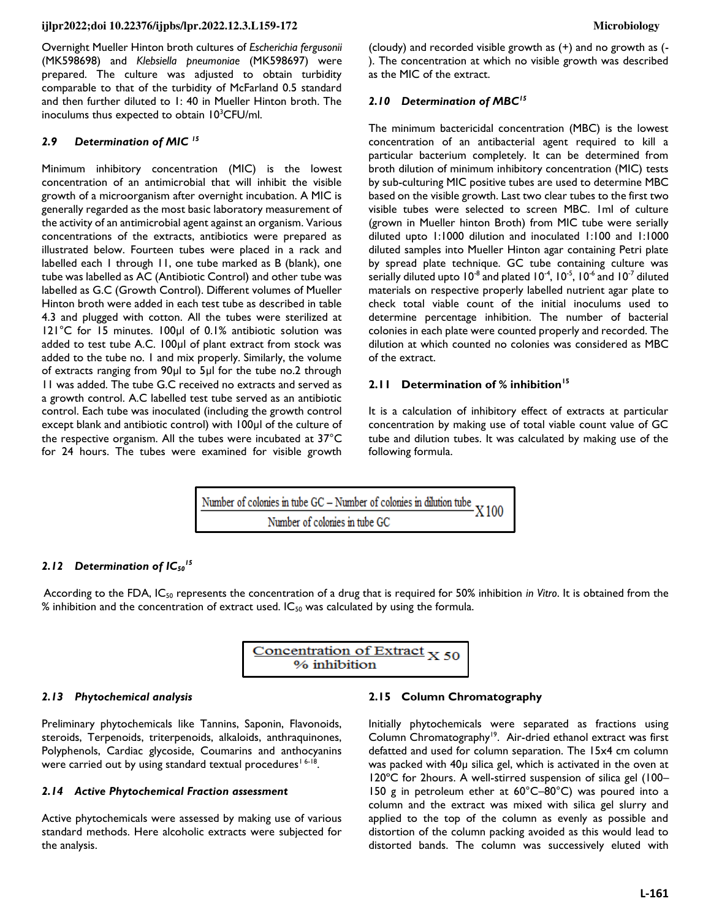Overnight Mueller Hinton broth cultures of *Escherichia fergusonii* (MK598698) and *Klebsiella pneumoniae* (MK598697) were prepared. The culture was adjusted to obtain turbidity comparable to that of the turbidity of McFarland 0.5 standard and then further diluted to 1: 40 in Mueller Hinton broth. The inoculums thus expected to obtain $10^3$CFU/ml.

### *2.9 Determination of MIC* [15]

Minimum inhibitory concentration (MIC) is the lowest concentration of an antimicrobial that will inhibit the visible growth of a microorganism after overnight incubation. A MIC is generally regarded as the most basic laboratory measurement of the activity of an antimicrobial agent against an organism. Various concentrations of the extracts, antibiotics were prepared as illustrated below. Fourteen tubes were placed in a rack and labelled each 1 through 11, one tube marked as B (blank), one tube was labelled as AC (Antibiotic Control) and other tube was labelled as G.C (Growth Control). Different volumes of Mueller Hinton broth were added in each test tube as described in table 4.3 and plugged with cotton. All the tubes were sterilized at 121°C for 15 minutes. 100µl of 0.1% antibiotic solution was added to test tube A.C. 100µl of plant extract from stock was added to the tube no. 1 and mix properly. Similarly, the volume of extracts ranging from 90µl to 5µl for the tube no.2 through 11 was added. The tube G.C received no extracts and served as a growth control. A.C labelled test tube served as an antibiotic control. Each tube was inoculated (including the growth control except blank and antibiotic control) with 100µl of the culture of the respective organism. All the tubes were incubated at 37°C for 24 hours. The tubes were examined for visible growth (cloudy) and recorded visible growth as (+) and no growth as (-). The concentration at which no visible growth was described as the MIC of the extract.

### *2.10 Determination of MBC* [15]

The minimum bactericidal concentration (MBC) is the lowest concentration of an antibacterial agent required to kill a particular bacterium completely. It can be determined from broth dilution of minimum inhibitory concentration (MIC) tests by sub-culturing MIC positive tubes are used to determine MBC based on the visible growth. Last two clear tubes to the first two visible tubes were selected to screen MBC. 1ml of culture (grown in Mueller hinton Broth) from MIC tube were serially diluted upto 1:1000 dilution and inoculated 1:100 and 1:1000 diluted samples into Mueller Hinton agar containing Petri plate by spread plate technique. GC tube containing culture was serially diluted upto $10^{-8}$ and plated $10^{-4}$, $10^{-5}$, $10^{-6}$ and $10^{-7}$ diluted materials on respective properly labelled nutrient agar plate to check total viable count of the initial inoculums used to determine percentage inhibition. The number of bacterial colonies in each plate were counted properly and recorded. The dilution at which counted no colonies was considered as MBC of the extract.

### 2.11 Determination of % inhibition[15]

It is a calculation of inhibitory effect of extracts at particular concentration by making use of total viable count value of GC tube and dilution tubes. It was calculated by making use of the following formula.

$$\frac{\text{Number of colonies in tube GC} - \text{Number of colonies in dilution tube}}{\text{Number of colonies in tube GC}} \times 100$$

### *2.12 Determination of $IC_{50}$* [15]

According to the FDA, $IC_{50}$ represents the concentration of a drug that is required for 50% inhibition *in Vitro*. It is obtained from the % inhibition and the concentration of extract used. $IC_{50}$ was calculated by using the formula.

$$\frac{\text{Concentration of Extract}}{\text{\% inhibition}} \times 50$$

### *2.13 Phytochemical analysis*

Preliminary phytochemicals like Tannins, Saponin, Flavonoids, steroids, Terpenoids, triterpenoids, alkaloids, anthraquinones, Polyphenols, Cardiac glycoside, Coumarins and anthocyanins were carried out by using standard textual procedures[16-18].

### *2.14 Active Phytochemical Fraction assessment*

Active phytochemicals were assessed by making use of various standard methods. Here alcoholic extracts were subjected for the analysis.

### 2.15 Column Chromatography

Initially phytochemicals were separated as fractions using Column Chromatography[19]. Air-dried ethanol extract was first defatted and used for column separation. The 15x4 cm column was packed with 40µ silica gel, which is activated in the oven at 120ºC for 2hours. A well-stirred suspension of silica gel (100–150 g in petroleum ether at 60°C–80°C) was poured into a column and the extract was mixed with silica gel slurry and applied to the top of the column as evenly as possible and distortion of the column packing avoided as this would lead to distorted bands. The column was successively eluted with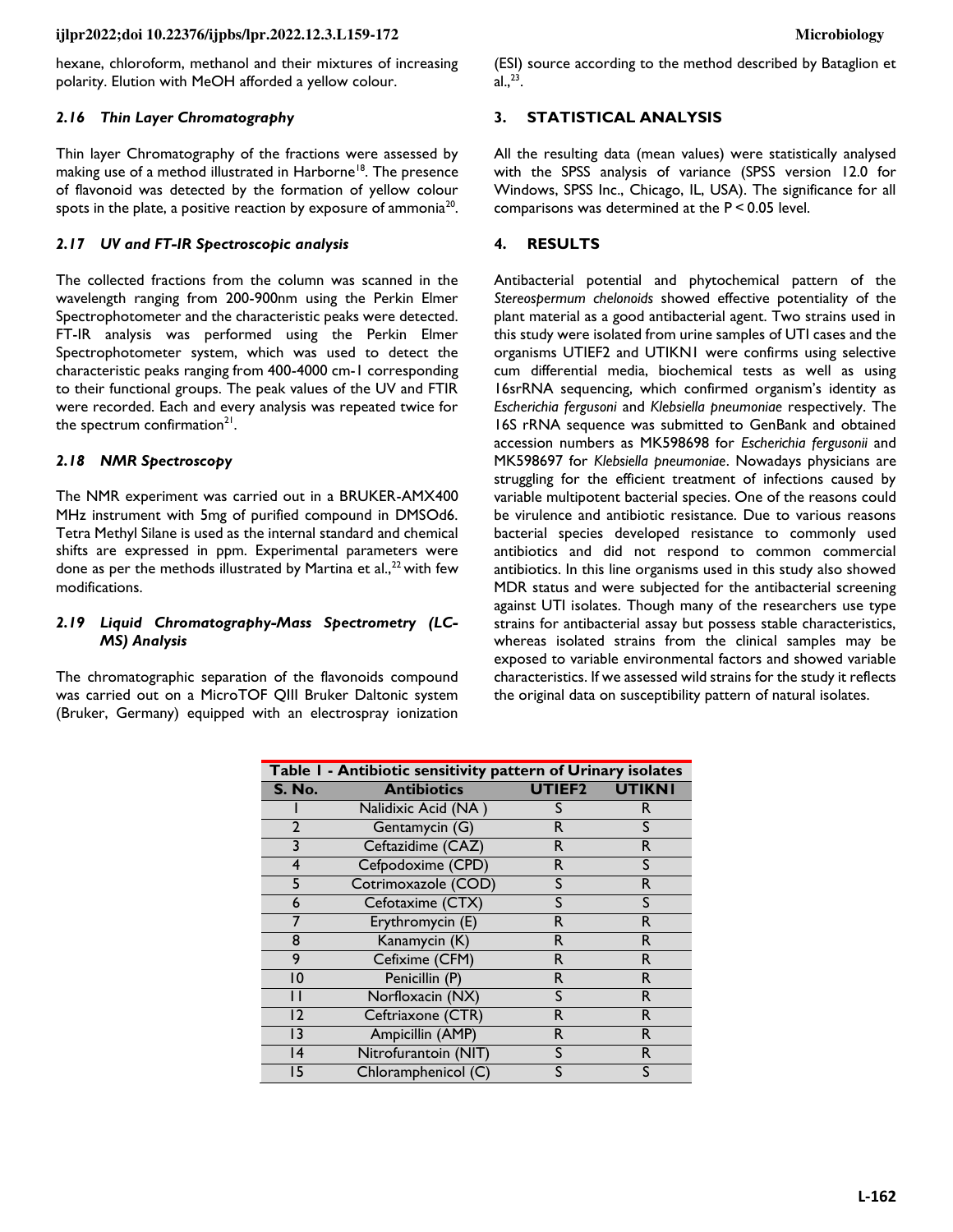hexane, chloroform, methanol and their mixtures of increasing polarity. Elution with MeOH afforded a yellow colour.

### *2.16 Thin Layer Chromatography*

Thin layer Chromatography of the fractions were assessed by making use of a method illustrated in Harborne[18]. The presence of flavonoid was detected by the formation of yellow colour spots in the plate, a positive reaction by exposure of ammonia[20].

### *2.17 UV and FT-IR Spectroscopic analysis*

The collected fractions from the column was scanned in the wavelength ranging from 200-900nm using the Perkin Elmer Spectrophotometer and the characteristic peaks were detected. FT-IR analysis was performed using the Perkin Elmer Spectrophotometer system, which was used to detect the characteristic peaks ranging from 400-4000 cm-1 corresponding to their functional groups. The peak values of the UV and FTIR were recorded. Each and every analysis was repeated twice for the spectrum confirmation[21].

### *2.18 NMR Spectroscopy*

The NMR experiment was carried out in a BRUKER-AMX400 MHz instrument with 5mg of purified compound in DMSOd6. Tetra Methyl Silane is used as the internal standard and chemical shifts are expressed in ppm. Experimental parameters were done as per the methods illustrated by Martina et al.,[22] with few modifications.

### *2.19 Liquid Chromatography-Mass Spectrometry (LC-MS) Analysis*

The chromatographic separation of the flavonoids compound was carried out on a MicroTOF QIII Bruker Daltonic system (Bruker, Germany) equipped with an electrospray ionization (ESI) source according to the method described by Bataglion et al.,[23].

## 3. STATISTICAL ANALYSIS

All the resulting data (mean values) were statistically analysed with the SPSS analysis of variance (SPSS version 12.0 for Windows, SPSS Inc., Chicago, IL, USA). The significance for all comparisons was determined at the P < 0.05 level.

## 4. RESULTS

Antibacterial potential and phytochemical pattern of the *Stereospermum chelonoids* showed effective potentiality of the plant material as a good antibacterial agent. Two strains used in this study were isolated from urine samples of UTI cases and the organisms UTIEF2 and UTIKN1 were confirms using selective cum differential media, biochemical tests as well as using 16srRNA sequencing, which confirmed organism's identity as *Escherichia fergusoni* and *Klebsiella pneumoniae* respectively. The 16S rRNA sequence was submitted to GenBank and obtained accession numbers as MK598698 for *Escherichia fergusonii* and MK598697 for *Klebsiella pneumoniae*. Nowadays physicians are struggling for the efficient treatment of infections caused by variable multipotent bacterial species. One of the reasons could be virulence and antibiotic resistance. Due to various reasons bacterial species developed resistance to commonly used antibiotics and did not respond to common commercial antibiotics. In this line organisms used in this study also showed MDR status and were subjected for the antibacterial screening against UTI isolates. Though many of the researchers use type strains for antibacterial assay but possess stable characteristics, whereas isolated strains from the clinical samples may be exposed to variable environmental factors and showed variable characteristics. If we assessed wild strains for the study it reflects the original data on susceptibility pattern of natural isolates.

**Table 1 - Antibiotic sensitivity pattern of Urinary isolates**

| S. No. | Antibiotics | UTIEF2 | UTIKN1 |
|---|---|---|---|
| 1 | Nalidixic Acid (NA ) | S | R |
| 2 | Gentamycin (G) | R | S |
| 3 | Ceftazidime (CAZ) | R | R |
| 4 | Cefpodoxime (CPD) | R | S |
| 5 | Cotrimoxazole (COD) | S | R |
| 6 | Cefotaxime (CTX) | S | S |
| 7 | Erythromycin (E) | R | R |
| 8 | Kanamycin (K) | R | R |
| 9 | Cefixime (CFM) | R | R |
| 10 | Penicillin (P) | R | R |
| 11 | Norfloxacin (NX) | S | R |
| 12 | Ceftriaxone (CTR) | R | R |
| 13 | Ampicillin (AMP) | R | R |
| 14 | Nitrofurantoin (NIT) | S | R |
| 15 | Chloramphenicol (C) | S | S |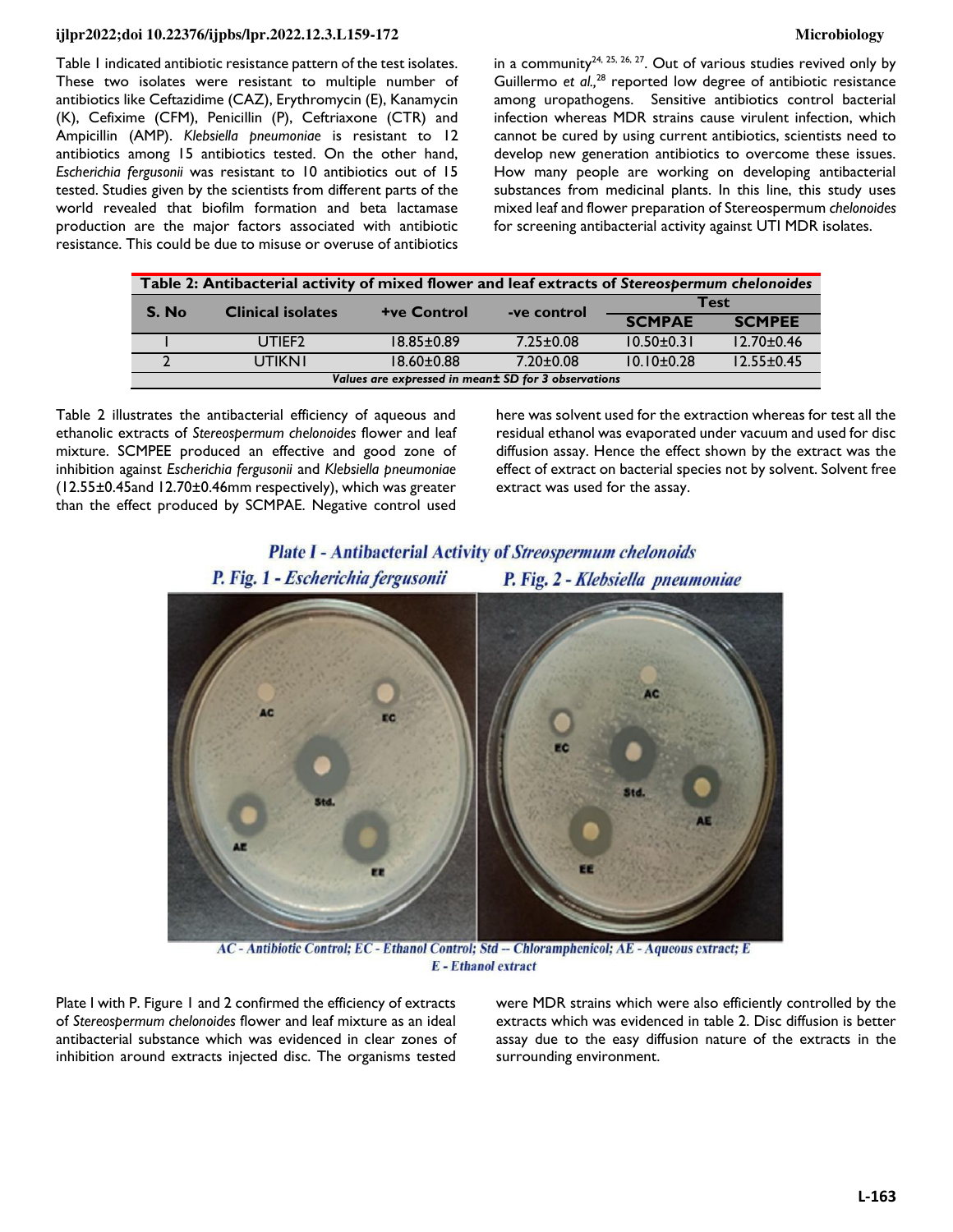Table I indicated antibiotic resistance pattern of the test isolates. These two isolates were resistant to multiple number of antibiotics like Ceftazidime (CAZ), Erythromycin (E), Kanamycin (K), Cefixime (CFM), Penicillin (P), Ceftriaxone (CTR) and Ampicillin (AMP). *Klebsiella pneumoniae* is resistant to 12 antibiotics among 15 antibiotics tested. On the other hand, *Escherichia fergusonii* was resistant to 10 antibiotics out of 15 tested. Studies given by the scientists from different parts of the world revealed that biofilm formation and beta lactamase production are the major factors associated with antibiotic resistance. This could be due to misuse or overuse of antibiotics in a community[24, 25, 26, 27]. Out of various studies revived only by Guillermo *et al.,*[28] reported low degree of antibiotic resistance among uropathogens. Sensitive antibiotics control bacterial infection whereas MDR strains cause virulent infection, which cannot be cured by using current antibiotics, scientists need to develop new generation antibiotics to overcome these issues. How many people are working on developing antibacterial substances from medicinal plants. In this line, this study uses mixed leaf and flower preparation of Stereospermum *chelonoides* for screening antibacterial activity against UTI MDR isolates.

**Table 2: Antibacterial activity of mixed flower and leaf extracts of *Stereospermum chelonoides***

| S. No | Clinical isolates | +ve Control | -ve control | Test | |
|---|---|---|---|---|---|
| | | | | SCMPAE | SCMPEE |
| 1 | UTIEF2 | 18.85±0.89 | 7.25±0.08 | 10.50±0.31 | 12.70±0.46 |
| 2 | UTIKN1 | 18.60±0.88 | 7.20±0.08 | 10.10±0.28 | 12.55±0.45 |

*Values are expressed in mean± SD for 3 observations*

Table 2 illustrates the antibacterial efficiency of aqueous and ethanolic extracts of *Stereospermum chelonoides* flower and leaf mixture. SCMPEE produced an effective and good zone of inhibition against *Escherichia fergusonii* and *Klebsiella pneumoniae* (12.55±0.45and 12.70±0.46mm respectively), which was greater than the effect produced by SCMPAE. Negative control used here was solvent used for the extraction whereas for test all the residual ethanol was evaporated under vacuum and used for disc diffusion assay. Hence the effect shown by the extract was the effect of extract on bacterial species not by solvent. Solvent free extract was used for the assay.

**Plate I - Antibacterial Activity of *Streospermum chelonoids***

**P. Fig. 1 - *Escherichia fergusonii*** **P. Fig. 2 - *Klebsiella pneumoniae***

AC - Antibiotic Control; EC - Ethanol Control; Std -- Chloramphenicol; AE - Aqueous extract; E E - Ethanol extract

Plate I with P. Figure 1 and 2 confirmed the efficiency of extracts of *Stereospermum chelonoides* flower and leaf mixture as an ideal antibacterial substance which was evidenced in clear zones of inhibition around extracts injected disc. The organisms tested were MDR strains which were also efficiently controlled by the extracts which was evidenced in table 2. Disc diffusion is better assay due to the easy diffusion nature of the extracts in the surrounding environment.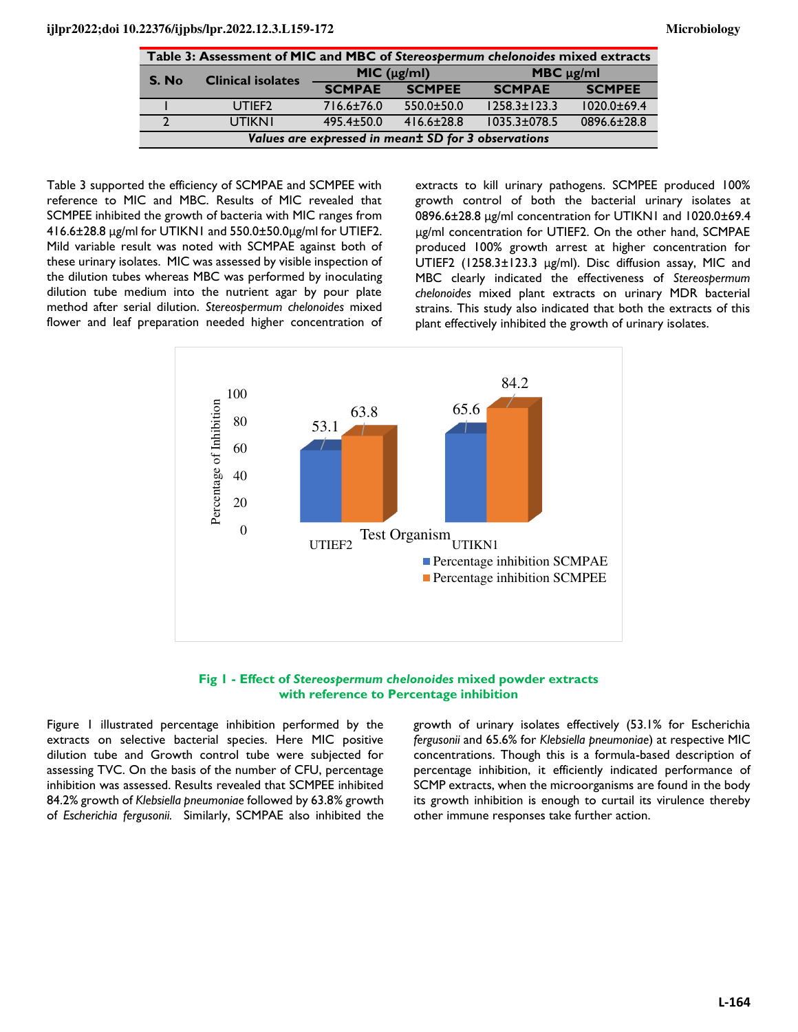**Table 3: Assessment of MIC and MBC of *Stereospermum chelonoides* mixed extracts**

| S. No | Clinical isolates | MIC (µg/ml) | | MBC µg/ml | |
|---|---|---|---|---|---|
| | | SCMPAE | SCMPEE | SCMPAE | SCMPEE |
| 1 | UTIEF2 | 716.6±76.0 | 550.0±50.0 | 1258.3±123.3 | 1020.0±69.4 |
| 2 | UTIKN1 | 495.4±50.0 | 416.6±28.8 | 1035.3±078.5 | 0896.6±28.8 |

*Values are expressed in mean± SD for 3 observations*

Table 3 supported the efficiency of SCMPAE and SCMPEE with reference to MIC and MBC. Results of MIC revealed that SCMPEE inhibited the growth of bacteria with MIC ranges from 416.6±28.8 µg/ml for UTIKN1 and 550.0±50.0µg/ml for UTIEF2. Mild variable result was noted with SCMPAE against both of these urinary isolates. MIC was assessed by visible inspection of the dilution tubes whereas MBC was performed by inoculating dilution tube medium into the nutrient agar by pour plate method after serial dilution. *Stereospermum chelonoides* mixed flower and leaf preparation needed higher concentration of extracts to kill urinary pathogens. SCMPEE produced 100% growth control of both the bacterial urinary isolates at 0896.6±28.8 µg/ml concentration for UTIKN1 and 1020.0±69.4 µg/ml concentration for UTIEF2. On the other hand, SCMPAE produced 100% growth arrest at higher concentration for UTIEF2 (1258.3±123.3 µg/ml). Disc diffusion assay, MIC and MBC clearly indicated the effectiveness of *Stereospermum chelonoides* mixed plant extracts on urinary MDR bacterial strains. This study also indicated that both the extracts of this plant effectively inhibited the growth of urinary isolates.

**Fig 1 - Effect of *Stereospermum chelonoides* mixed powder extracts with reference to Percentage inhibition**

Figure 1 illustrated percentage inhibition performed by the extracts on selective bacterial species. Here MIC positive dilution tube and Growth control tube were subjected for assessing TVC. On the basis of the number of CFU, percentage inhibition was assessed. Results revealed that SCMPEE inhibited 84.2% growth of *Klebsiella pneumoniae* followed by 63.8% growth of *Escherichia fergusonii.* Similarly, SCMPAE also inhibited the growth of urinary isolates effectively (53.1% for Escherichia *fergusonii* and 65.6% for *Klebsiella pneumoniae*) at respective MIC concentrations. Though this is a formula-based description of percentage inhibition, it efficiently indicated performance of SCMP extracts, when the microorganisms are found in the body its growth inhibition is enough to curtail its virulence thereby other immune responses take further action.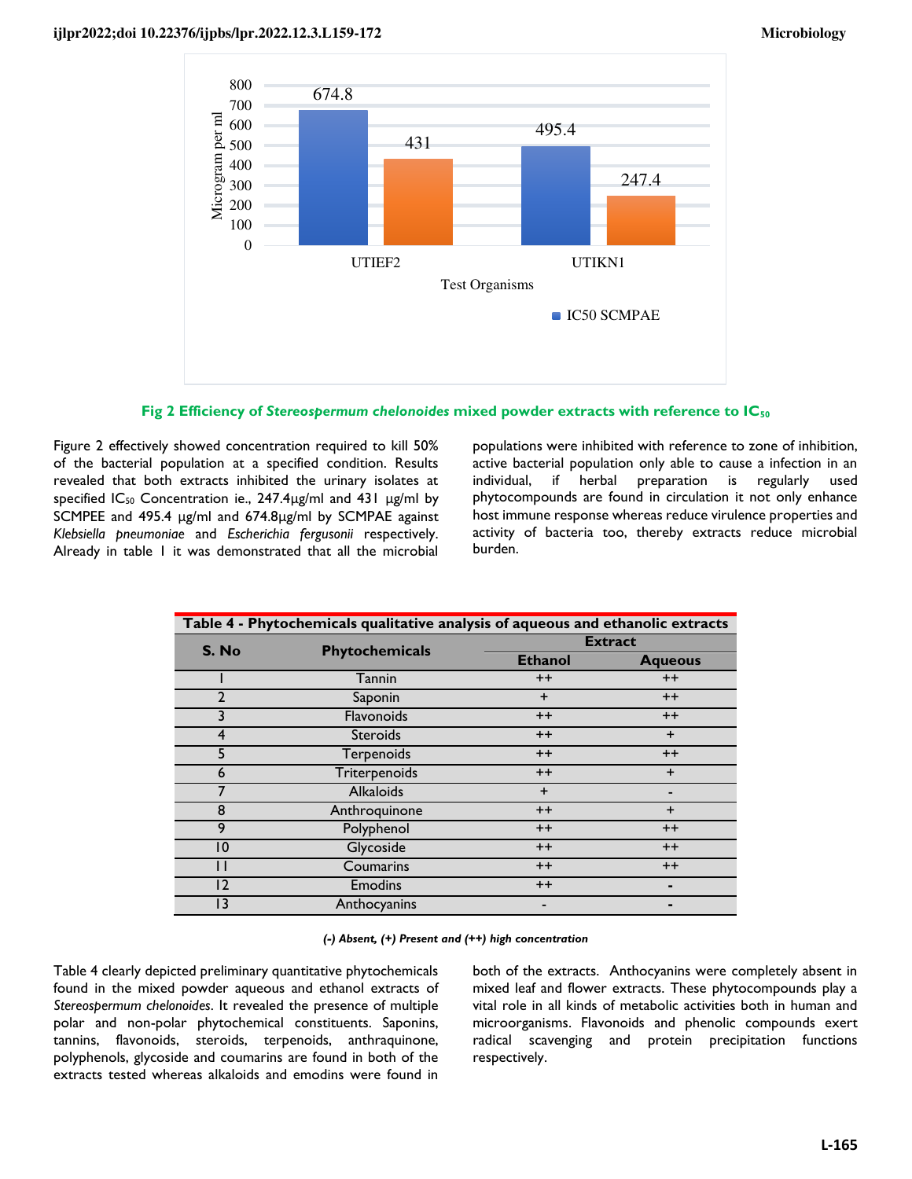**Fig 2 Efficiency of *Stereospermum chelonoides* mixed powder extracts with reference to $IC_{50}$**

Figure 2 effectively showed concentration required to kill 50% of the bacterial population at a specified condition. Results revealed that both extracts inhibited the urinary isolates at specified $IC_{50}$ Concentration ie., 247.4µg/ml and 431 µg/ml by SCMPEE and 495.4 µg/ml and 674.8µg/ml by SCMPAE against *Klebsiella pneumoniae* and *Escherichia fergusonii* respectively. Already in table 1 it was demonstrated that all the microbial populations were inhibited with reference to zone of inhibition, active bacterial population only able to cause a infection in an individual, if herbal preparation is regularly used phytocompounds are found in circulation it not only enhance host immune response whereas reduce virulence properties and activity of bacteria too, thereby extracts reduce microbial burden.

**Table 4 - Phytochemicals qualitative analysis of aqueous and ethanolic extracts**

| S. No | Phytochemicals | Extract | |
|---|---|---|---|
| | | Ethanol | Aqueous |
| 1 | Tannin | ++ | ++ |
| 2 | Saponin | + | ++ |
| 3 | Flavonoids | ++ | ++ |
| 4 | Steroids | ++ | + |
| 5 | Terpenoids | ++ | ++ |
| 6 | Triterpenoids | ++ | + |
| 7 | Alkaloids | + | - |
| 8 | Anthroquinone | ++ | + |
| 9 | Polyphenol | ++ | ++ |
| 10 | Glycoside | ++ | ++ |
| 11 | Coumarins | ++ | ++ |
| 12 | Emodins | ++ | - |
| 13 | Anthocyanins | - | - |

***(-) Absent, (+) Present and (++) high concentration***

Table 4 clearly depicted preliminary quantitative phytochemicals found in the mixed powder aqueous and ethanol extracts of *Stereospermum chelonoides*. It revealed the presence of multiple polar and non-polar phytochemical constituents. Saponins, tannins, flavonoids, steroids, terpenoids, anthraquinone, polyphenols, glycoside and coumarins are found in both of the extracts tested whereas alkaloids and emodins were found in both of the extracts. Anthocyanins were completely absent in mixed leaf and flower extracts. These phytocompounds play a vital role in all kinds of metabolic activities both in human and microorganisms. Flavonoids and phenolic compounds exert radical scavenging and protein precipitation functions respectively.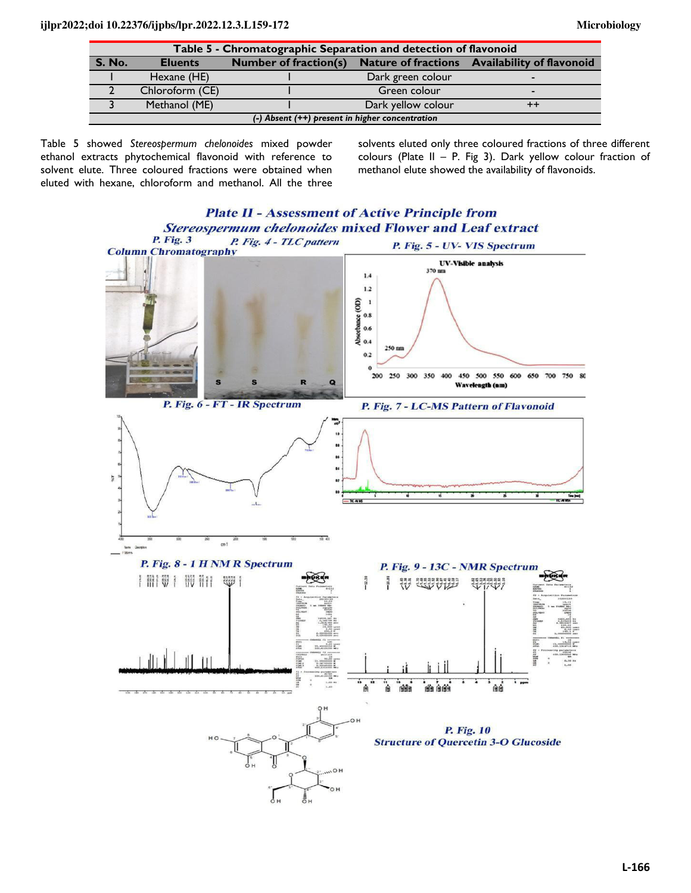| Table 5 - Chromatographic Separation and detection of flavonoid | | | | |
|---|---|---|---|---|
| **S. No.** | **Eluents** | **Number of fraction(s)** | **Nature of fractions** | **Availability of flavonoid** |
| 1 | Hexane (HE) | I | Dark green colour | - |
| 2 | Chloroform (CE) | I | Green colour | - |
| 3 | Methanol (ME) | I | Dark yellow colour | ++ |

*(-) Absent (++) present in higher concentration*

Table 5 showed *Stereospermum chelonoides* mixed powder ethanol extracts phytochemical flavonoid with reference to solvent elute. Three coloured fractions were obtained when eluted with hexane, chloroform and methanol. All the three solvents eluted only three coloured fractions of three different colours (Plate II – P. Fig 3). Dark yellow colour fraction of methanol elute showed the availability of flavonoids.

**Plate II - Assessment of Active Principle from *Stereospermum chelonoides* Mixed Flower and Leaf extract**

P. Fig. 3 Column Chromatography

P. Fig. 4 - TLC pattern

P. Fig. 5 - UV- VIS Spectrum

P. Fig. 6 - FT - IR Spectrum

P. Fig. 7 - LC-MS Pattern of Flavonoid

P. Fig. 8 - 1 H NMR Spectrum

P. Fig. 9 - 13C - NMR Spectrum

P. Fig. 10 Structure of Quercetin 3-O Glucoside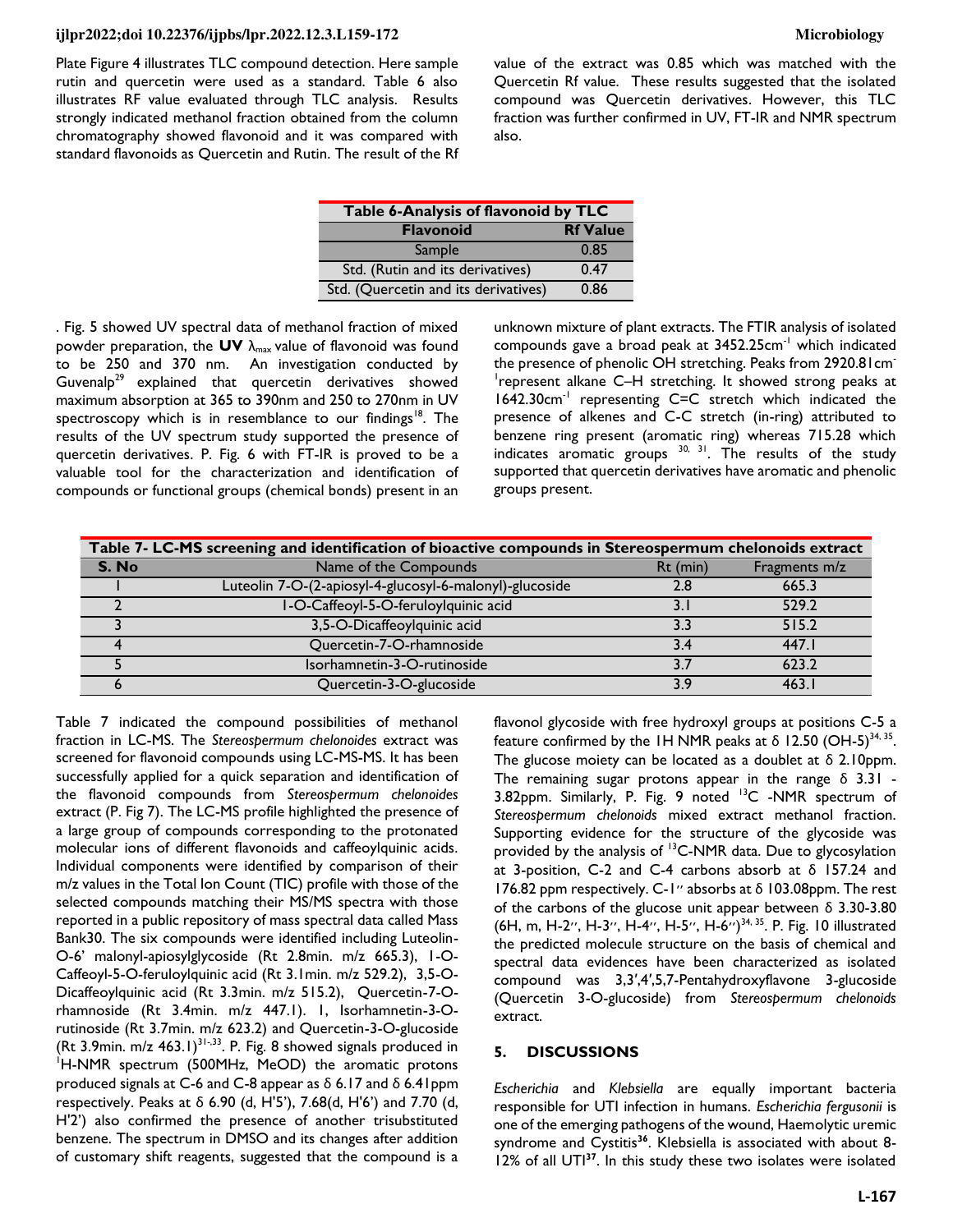Plate Figure 4 illustrates TLC compound detection. Here sample rutin and quercetin were used as a standard. Table 6 also illustrates RF value evaluated through TLC analysis. Results strongly indicated methanol fraction obtained from the column chromatography showed flavonoid and it was compared with standard flavonoids as Quercetin and Rutin. The result of the Rf value of the extract was 0.85 which was matched with the Quercetin Rf value. These results suggested that the isolated compound was Quercetin derivatives. However, this TLC fraction was further confirmed in UV, FT-IR and NMR spectrum also.

**Table 6-Analysis of flavonoid by TLC**

| Flavonoid | Rf Value |
|---|---|
| Sample | 0.85 |
| Std. (Rutin and its derivatives) | 0.47 |
| Std. (Quercetin and its derivatives) | 0.86 |

. Fig. 5 showed UV spectral data of methanol fraction of mixed powder preparation, the **UV** $\lambda_{max}$ value of flavonoid was found to be 250 and 370 nm. An investigation conducted by Guvenalp[29] explained that quercetin derivatives showed maximum absorption at 365 to 390nm and 250 to 270nm in UV spectroscopy which is in resemblance to our findings[18]. The results of the UV spectrum study supported the presence of quercetin derivatives. P. Fig. 6 with FT-IR is proved to be a valuable tool for the characterization and identification of compounds or functional groups (chemical bonds) present in an unknown mixture of plant extracts. The FTIR analysis of isolated compounds gave a broad peak at 3452.25cm$^{-1}$ which indicated the presence of phenolic OH stretching. Peaks from 2920.81cm$^{-1}$ represent alkane C–H stretching. It showed strong peaks at 1642.30cm$^{-1}$ representing C=C stretch which indicated the presence of alkenes and C-C stretch (in-ring) attributed to benzene ring present (aromatic ring) whereas 715.28 which indicates aromatic groups [30, 31]. The results of the study supported that quercetin derivatives have aromatic and phenolic groups present.

**Table 7- LC-MS screening and identification of bioactive compounds in Stereospermum chelonoids extract**

| S. No | Name of the Compounds | Rt (min) | Fragments m/z |
|---|---|---|---|
| 1 | Luteolin 7-O-(2-apiosyl-4-glucosyl-6-malonyl)-glucoside | 2.8 | 665.3 |
| 2 | 1-O-Caffeoyl-5-O-feruloylquinic acid | 3.1 | 529.2 |
| 3 | 3,5-O-Dicaffeoylquinic acid | 3.3 | 515.2 |
| 4 | Quercetin-7-O-rhamnoside | 3.4 | 447.1 |
| 5 | Isorhamnetin-3-O-rutinoside | 3.7 | 623.2 |
| 6 | Quercetin-3-O-glucoside | 3.9 | 463.1 |

Table 7 indicated the compound possibilities of methanol fraction in LC-MS. The *Stereospermum chelonoides* extract was screened for flavonoid compounds using LC-MS-MS. It has been successfully applied for a quick separation and identification of the flavonoid compounds from *Stereospermum chelonoides* extract (P. Fig 7). The LC-MS profile highlighted the presence of a large group of compounds corresponding to the protonated molecular ions of different flavonoids and caffeoylquinic acids. Individual components were identified by comparison of their m/z values in the Total Ion Count (TIC) profile with those of the selected compounds matching their MS/MS spectra with those reported in a public repository of mass spectral data called Mass Bank30. The six compounds were identified including Luteolin-O-6' malonyl-apiosylglycoside (Rt 2.8min. m/z 665.3), 1-O-Caffeoyl-5-O-feruloylquinic acid (Rt 3.1min. m/z 529.2), 3,5-O-Dicaffeoylquinic acid (Rt 3.3min. m/z 515.2), Quercetin-7-O-rhamnoside (Rt 3.4min. m/z 447.1). 1, Isorhamnetin-3-O-rutinoside (Rt 3.7min. m/z 623.2) and Quercetin-3-O-glucoside (Rt 3.9min. m/z 463.1)[31-33]. P. Fig. 8 showed signals produced in $^{1}$H-NMR spectrum (500MHz, MeOD) the aromatic protons produced signals at C-6 and C-8 appear as δ 6.17 and δ 6.41ppm respectively. Peaks at δ 6.90 (d, H'5'), 7.68(d, H'6') and 7.70 (d, H'2') also confirmed the presence of another trisubstituted benzene. The spectrum in DMSO and its changes after addition of customary shift reagents, suggested that the compound is a flavonol glycoside with free hydroxyl groups at positions C-5 a feature confirmed by the 1H NMR peaks at δ 12.50 (OH-5)[34, 35]. The glucose moiety can be located as a doublet at δ 2.10ppm. The remaining sugar protons appear in the range δ 3.31 - 3.82ppm. Similarly, P. Fig. 9 noted $^{13}$C -NMR spectrum of *Stereospermum chelonoids* mixed extract methanol fraction. Supporting evidence for the structure of the glycoside was provided by the analysis of $^{13}$C-NMR data. Due to glycosylation at 3-position, C-2 and C-4 carbons absorb at δ 157.24 and 176.82 ppm respectively. C-1″ absorbs at δ 103.08ppm. The rest of the carbons of the glucose unit appear between δ 3.30-3.80 (6H, m, H-2″, H-3″, H-4″, H-5″, H-6″)[34, 35]. P. Fig. 10 illustrated the predicted molecule structure on the basis of chemical and spectral data evidences have been characterized as isolated compound was 3,3′,4′,5,7-Pentahydroxyflavone 3-glucoside (Quercetin 3-O-glucoside) from *Stereospermum chelonoids* extract.

## 5. DISCUSSIONS

*Escherichia* and *Klebsiella* are equally important bacteria responsible for UTI infection in humans. *Escherichia fergusonii* is one of the emerging pathogens of the wound, Haemolytic uremic syndrome and Cystitis[36]. Klebsiella is associated with about 8-12% of all UTI[37]. In this study these two isolates were isolated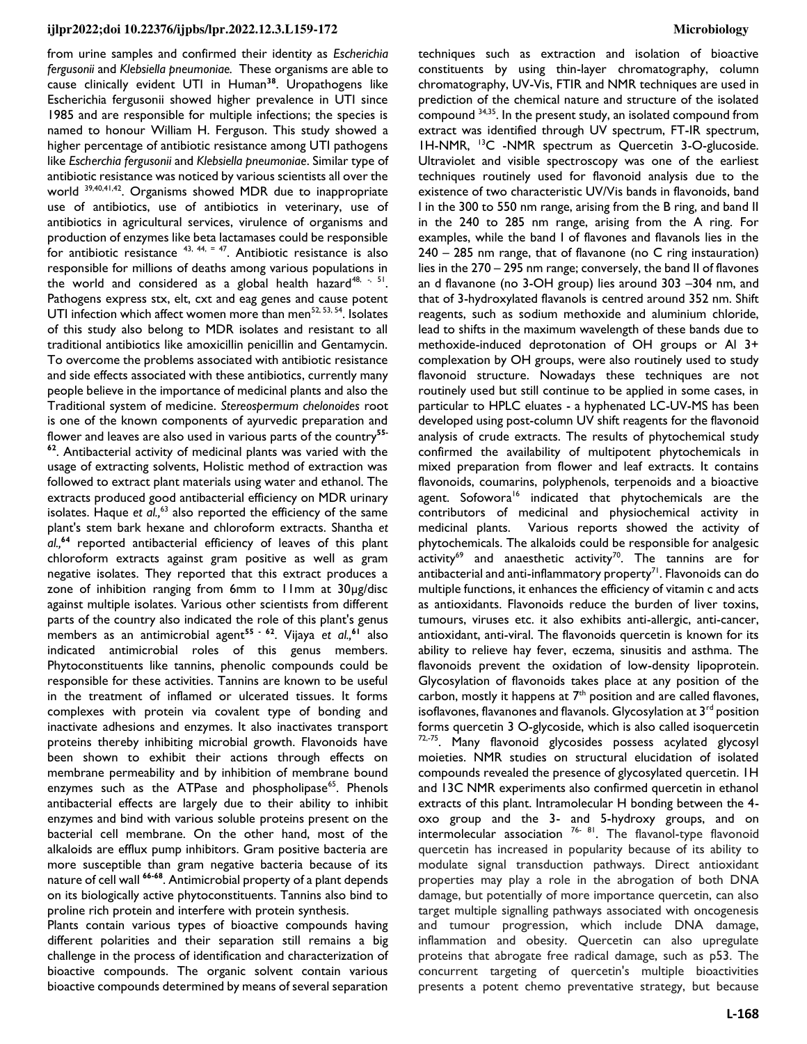from urine samples and confirmed their identity as *Escherichia fergusonii* and *Klebsiella pneumoniae.* These organisms are able to cause clinically evident UTI in Human[38]. Uropathogens like Escherichia fergusonii showed higher prevalence in UTI since 1985 and are responsible for multiple infections; the species is named to honour William H. Ferguson. This study showed a higher percentage of antibiotic resistance among UTI pathogens like *Escherchia fergusonii* and *Klebsiella pneumoniae*. Similar type of antibiotic resistance was noticed by various scientists all over the world [39,40,41,42]. Organisms showed MDR due to inappropriate use of antibiotics, use of antibiotics in veterinary, use of antibiotics in agricultural services, virulence of organisms and production of enzymes like beta lactamases could be responsible for antibiotic resistance [43, 44, – 47]. Antibiotic resistance is also responsible for millions of deaths among various populations in the world and considered as a global health hazard[48, -, 51]. Pathogens express stx, elt, cxt and eag genes and cause potent UTI infection which affect women more than men[52, 53, 54]. Isolates of this study also belong to MDR isolates and resistant to all traditional antibiotics like amoxicillin penicillin and Gentamycin. To overcome the problems associated with antibiotic resistance and side effects associated with these antibiotics, currently many people believe in the importance of medicinal plants and also the Traditional system of medicine. *Stereospermum chelonoides* root is one of the known components of ayurvedic preparation and flower and leaves are also used in various parts of the country[55-62]. Antibacterial activity of medicinal plants was varied with the usage of extracting solvents, Holistic method of extraction was followed to extract plant materials using water and ethanol. The extracts produced good antibacterial efficiency on MDR urinary isolates. Haque *et al.,*[63] also reported the efficiency of the same plant's stem bark hexane and chloroform extracts. Shantha *et al.,*[64] reported antibacterial efficiency of leaves of this plant chloroform extracts against gram positive as well as gram negative isolates. They reported that this extract produces a zone of inhibition ranging from 6mm to 11mm at 30µg/disc against multiple isolates. Various other scientists from different parts of the country also indicated the role of this plant's genus members as an antimicrobial agent[55 - 62]. Vijaya *et al.,*[61] also indicated antimicrobial roles of this genus members. Phytoconstituents like tannins, phenolic compounds could be responsible for these activities. Tannins are known to be useful in the treatment of inflamed or ulcerated tissues. It forms complexes with protein via covalent type of bonding and inactivate adhesions and enzymes. It also inactivates transport proteins thereby inhibiting microbial growth. Flavonoids have been shown to exhibit their actions through effects on membrane permeability and by inhibition of membrane bound enzymes such as the ATPase and phospholipase[65]. Phenols antibacterial effects are largely due to their ability to inhibit enzymes and bind with various soluble proteins present on the bacterial cell membrane. On the other hand, most of the alkaloids are efflux pump inhibitors. Gram positive bacteria are more susceptible than gram negative bacteria because of its nature of cell wall [66-68]. Antimicrobial property of a plant depends on its biologically active phytoconstituents. Tannins also bind to proline rich protein and interfere with protein synthesis.

Plants contain various types of bioactive compounds having different polarities and their separation still remains a big challenge in the process of identification and characterization of bioactive compounds. The organic solvent contain various bioactive compounds determined by means of several separation techniques such as extraction and isolation of bioactive constituents by using thin-layer chromatography, column chromatography, UV-Vis, FTIR and NMR techniques are used in prediction of the chemical nature and structure of the isolated compound [34,35]. In the present study, an isolated compound from extract was identified through UV spectrum, FT-IR spectrum, 1H-NMR, $^{13}C$ -NMR spectrum as Quercetin 3-O-glucoside. Ultraviolet and visible spectroscopy was one of the earliest techniques routinely used for flavonoid analysis due to the existence of two characteristic UV/Vis bands in flavonoids, band I in the 300 to 550 nm range, arising from the B ring, and band II in the 240 to 285 nm range, arising from the A ring. For examples, while the band I of flavones and flavanols lies in the 240 – 285 nm range, that of flavanone (no C ring instauration) lies in the 270 – 295 nm range; conversely, the band II of flavones an d flavanone (no 3-OH group) lies around 303 –304 nm, and that of 3-hydroxylated flavanols is centred around 352 nm. Shift reagents, such as sodium methoxide and aluminium chloride, lead to shifts in the maximum wavelength of these bands due to methoxide-induced deprotonation of OH groups or Al 3+ complexation by OH groups, were also routinely used to study flavonoid structure. Nowadays these techniques are not routinely used but still continue to be applied in some cases, in particular to HPLC eluates - a hyphenated LC-UV-MS has been developed using post-column UV shift reagents for the flavonoid analysis of crude extracts. The results of phytochemical study confirmed the availability of multipotent phytochemicals in mixed preparation from flower and leaf extracts. It contains flavonoids, coumarins, polyphenols, terpenoids and a bioactive agent. Sofowora[16] indicated that phytochemicals are the contributors of medicinal and physiochemical activity in medicinal plants. Various reports showed the activity of phytochemicals. The alkaloids could be responsible for analgesic activity[69] and anaesthetic activity[70]. The tannins are for antibacterial and anti-inflammatory property[71]. Flavonoids can do multiple functions, it enhances the efficiency of vitamin c and acts as antioxidants. Flavonoids reduce the burden of liver toxins, tumours, viruses etc. it also exhibits anti-allergic, anti-cancer, antioxidant, anti-viral. The flavonoids quercetin is known for its ability to relieve hay fever, eczema, sinusitis and asthma. The flavonoids prevent the oxidation of low-density lipoprotein. Glycosylation of flavonoids takes place at any position of the carbon, mostly it happens at 7th position and are called flavones, isoflavones, flavanones and flavanols. Glycosylation at 3rd position forms quercetin 3 O-glycoside, which is also called isoquercetin [72,-75]. Many flavonoid glycosides possess acylated glycosyl moieties. NMR studies on structural elucidation of isolated compounds revealed the presence of glycosylated quercetin. 1H and 13C NMR experiments also confirmed quercetin in ethanol extracts of this plant. Intramolecular H bonding between the 4-oxo group and the 3- and 5-hydroxy groups, and on intermolecular association [76- 81]. The flavanol-type flavonoid quercetin has increased in popularity because of its ability to modulate signal transduction pathways. Direct antioxidant properties may play a role in the abrogation of both DNA damage, but potentially of more importance quercetin, can also target multiple signalling pathways associated with oncogenesis and tumour progression, which include DNA damage, inflammation and obesity. Quercetin can also upregulate proteins that abrogate free radical damage, such as p53. The concurrent targeting of quercetin's multiple bioactivities presents a potent chemo preventative strategy, but because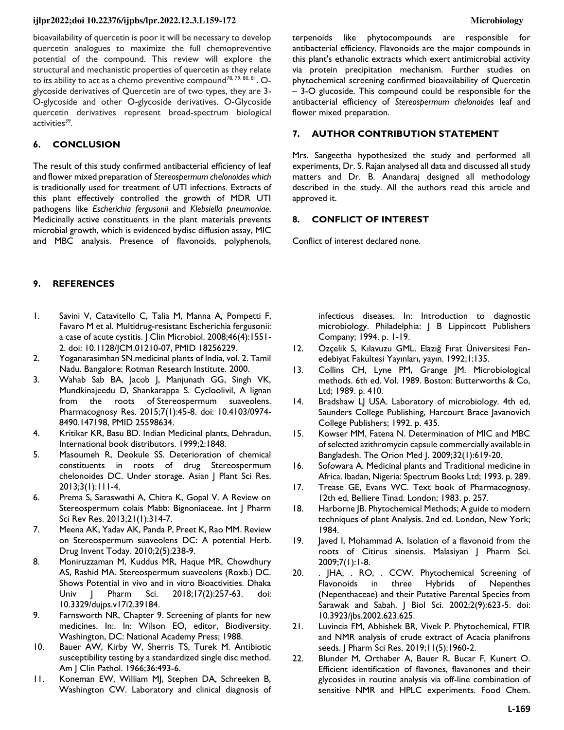bioavailability of quercetin is poor it will be necessary to develop quercetin analogues to maximize the full chemopreventive potential of the compound. This review will explore the structural and mechanistic properties of quercetin as they relate to its ability to act as a chemo preventive compound[78, 79, 80, 81]. O-glycoside derivatives of Quercetin are of two types, they are 3-O-glycoside and other O-glycoside derivatives. O-Glycoside quercetin derivatives represent broad-spectrum biological activities[39].

## 6. CONCLUSION

The result of this study confirmed antibacterial efficiency of leaf and flower mixed preparation of *Stereospermum chelonoides which* is traditionally used for treatment of UTI infections. Extracts of this plant effectively controlled the growth of MDR UTI pathogens like *Escherichia fergusonii* and *Klebsiella pneumoniae*. Medicinally active constituents in the plant materials prevents microbial growth, which is evidenced bydisc diffusion assay, MIC and MBC analysis. Presence of flavonoids, polyphenols, terpenoids like phytocompounds are responsible for antibacterial efficiency. Flavonoids are the major compounds in this plant's ethanolic extracts which exert antimicrobial activity via protein precipitation mechanism. Further studies on phytochemical screening confirmed bioavailability of Quercetin – 3-O glucoside. This compound could be responsible for the antibacterial efficiency of *Stereospermum chelonoides* leaf and flower mixed preparation.

## 7. AUTHOR CONTRIBUTION STATEMENT

Mrs. Sangeetha hypothesized the study and performed all experiments, Dr. S. Rajan analysed all data and discussed all study matters and Dr. B. Anandaraj designed all methodology described in the study. All the authors read this article and approved it.

## 8. CONFLICT OF INTEREST

Conflict of interest declared none.

## 9. REFERENCES

1. Savini V, Catavitello C, Talia M, Manna A, Pompetti F, Favaro M et al. Multidrug-resistant Escherichia fergusonii: a case of acute cystitis. J Clin Microbiol. 2008;46(4):1551-2. doi: 10.1128/JCM.01210-07, PMID 18256229.
2. Yoganarasimhan SN.medicinal plants of India, vol. 2. Tamil Nadu. Bangalore: Rotman Research Institute. 2000.
3. Wahab Sab BA, Jacob J, Manjunath GG, Singh VK, Mundkinajeedu D, Shankarappa S. Cycloolivil, A lignan from the roots of Stereospermum suaveolens. Pharmacognosy Res. 2015;7(1):45-8. doi: 10.4103/0974-8490.147198, PMID 25598634.
4. Kritikar KR, Basu BD. Indian Medicinal plants, Dehradun, International book distributors. 1999;2:1848.
5. Masoumeh R, Deokule SS. Deterioration of chemical constituents in roots of drug Stereospermum chelonoides DC. Under storage. Asian J Plant Sci Res. 2013;3(1):111-4.
6. Prema S, Saraswathi A, Chitra K, Gopal V. A Review on Stereospermum colais Mabb: Bignoniaceae. Int J Pharm Sci Rev Res. 2013;21(1):314-7.
7. Meena AK, Yadav AK, Panda P, Preet K, Rao MM. Review on Stereospermum suaveolens DC: A potential Herb. Drug Invent Today. 2010;2(5):238-9.
8. Moniruzzaman M, Kuddus MR, Haque MR, Chowdhury AS, Rashid MA. Stereospermum suaveolens (Roxb.) DC. Shows Potential in vivo and in vitro Bioactivities. Dhaka Univ J Pharm Sci. 2018;17(2):257-63. doi: 10.3329/dujps.v17i2.39184.
9. Farnsworth NR, Chapter 9. Screening of plants for new medicines. In:. In: Wilson EO, editor, Biodiversity. Washington, DC: National Academy Press; 1988.
10. Bauer AW, Kirby W, Sherris TS, Turek M. Antibiotic susceptibility testing by a standardized single disc method. Am J Clin Pathol. 1966;36:493-6.
11. Koneman EW, William MJ, Stephen DA, Schreeken B, Washington CW. Laboratory and clinical diagnosis of infectious diseases. In: Introduction to diagnostic microbiology. Philadelphia: J B Lippincott Publishers Company; 1994. p. 1-19.
12. Özçelik S, Kılavuzu GML. Elazığ Fırat Üniversitesi Fen-edebiyat Fakültesi Yayınları, yayın. 1992;1:135.
13. Collins CH, Lyne PM, Grange JM. Microbiological methods. 6th ed. Vol. 1989. Boston: Butterworths & Co, Ltd; 1989. p. 410.
14. Bradshaw LJ USA. Laboratory of microbiology. 4th ed, Saunders College Publishing, Harcourt Brace Javanovich College Publishers; 1992. p. 435.
15. Kowser MM, Fatena N. Determination of MIC and MBC of selected azithromycin capsule commercially available in Bangladesh. The Orion Med J. 2009;32(1):619-20.
16. Sofowara A. Medicinal plants and Traditional medicine in Africa. Ibadan, Nigeria: Spectrum Books Ltd; 1993. p. 289.
17. Trease GE, Evans WC. Text book of Pharmacognosy. 12th ed, Belliere Tinad. London; 1983. p. 257.
18. Harborne JB. Phytochemical Methods; A guide to modern techniques of plant Analysis. 2nd ed. London, New York; 1984.
19. Javed I, Mohammad A. Isolation of a flavonoid from the roots of Citirus sinensis. Malasiyan J Pharm Sci. 2009;7(1):1-8.
20. . JHA, . RO, . CCW. Phytochemical Screening of Flavonoids in three Hybrids of Nepenthes (Nepenthaceae) and their Putative Parental Species from Sarawak and Sabah. J Biol Sci. 2002;2(9):623-5. doi: 10.3923/jbs.2002.623.625.
21. Luvincia FM, Abhishek BR, Vivek P. Phytochemical, FTIR and NMR analysis of crude extract of Acacia planifrons seeds. J Pharm Sci Res. 2019;11(5):1960-2.
22. Blunder M, Orthaber A, Bauer R, Bucar F, Kunert O. Efficient identification of flavones, flavanones and their glycosides in routine analysis via off-line combination of sensitive NMR and HPLC experiments. Food Chem.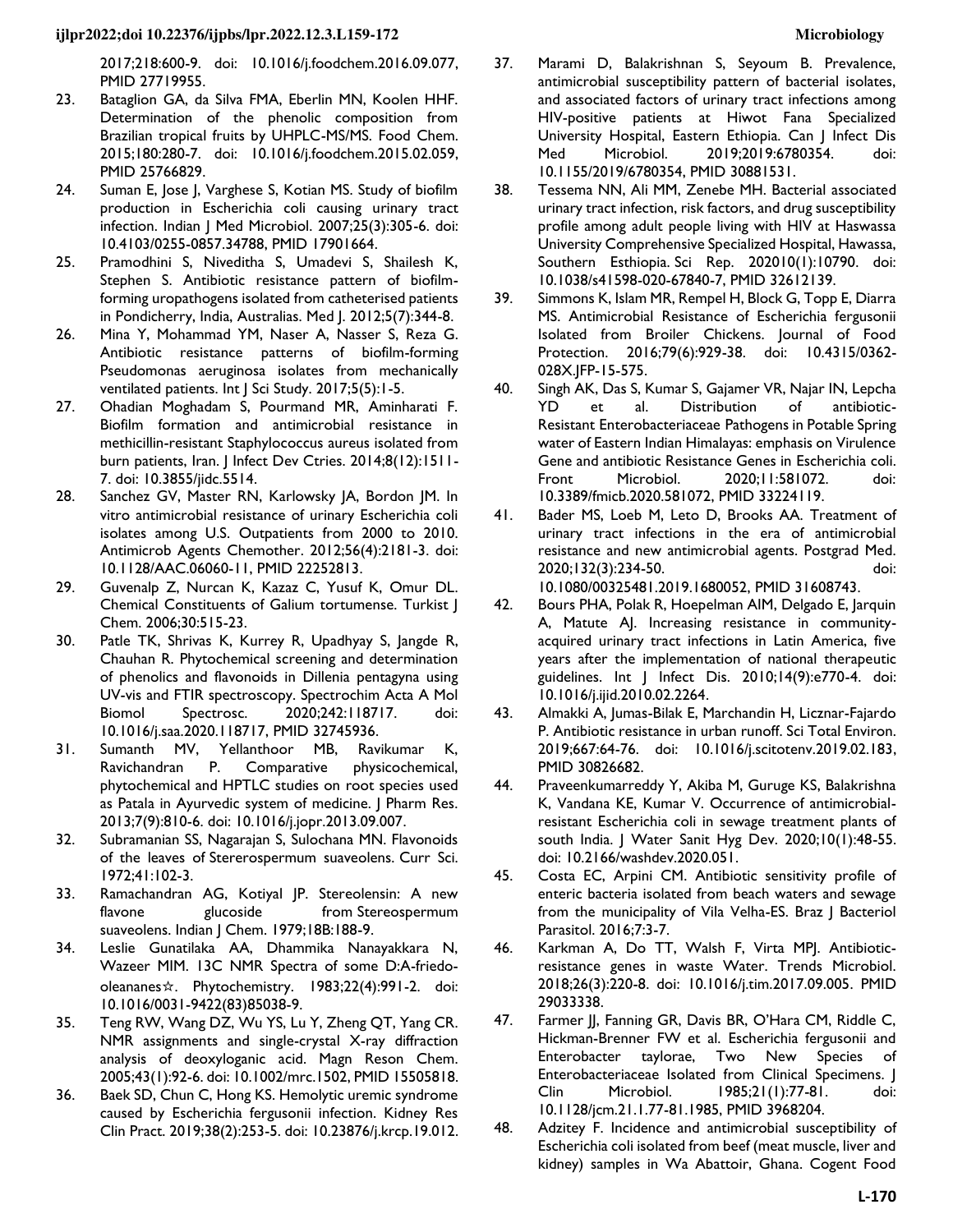2017;218:600-9. doi: 10.1016/j.foodchem.2016.09.077, PMID 27719955.

23. Bataglion GA, da Silva FMA, Eberlin MN, Koolen HHF. Determination of the phenolic composition from Brazilian tropical fruits by UHPLC-MS/MS. Food Chem. 2015;180:280-7. doi: 10.1016/j.foodchem.2015.02.059, PMID 25766829.
24. Suman E, Jose J, Varghese S, Kotian MS. Study of biofilm production in Escherichia coli causing urinary tract infection. Indian J Med Microbiol. 2007;25(3):305-6. doi: 10.4103/0255-0857.34788, PMID 17901664.
25. Pramodhini S, Niveditha S, Umadevi S, Shailesh K, Stephen S. Antibiotic resistance pattern of biofilm-forming uropathogens isolated from catheterised patients in Pondicherry, India, Australias. Med J. 2012;5(7):344-8.
26. Mina Y, Mohammad YM, Naser A, Nasser S, Reza G. Antibiotic resistance patterns of biofilm-forming Pseudomonas aeruginosa isolates from mechanically ventilated patients. Int J Sci Study. 2017;5(5):1-5.
27. Ohadian Moghadam S, Pourmand MR, Aminharati F. Biofilm formation and antimicrobial resistance in methicillin-resistant Staphylococcus aureus isolated from burn patients, Iran. J Infect Dev Ctries. 2014;8(12):1511-7. doi: 10.3855/jidc.5514.
28. Sanchez GV, Master RN, Karlowsky JA, Bordon JM. In vitro antimicrobial resistance of urinary Escherichia coli isolates among U.S. Outpatients from 2000 to 2010. Antimicrob Agents Chemother. 2012;56(4):2181-3. doi: 10.1128/AAC.06060-11, PMID 22252813.
29. Guvenalp Z, Nurcan K, Kazaz C, Yusuf K, Omur DL. Chemical Constituents of Galium tortumense. Turkist J Chem. 2006;30:515-23.
30. Patle TK, Shrivas K, Kurrey R, Upadhyay S, Jangde R, Chauhan R. Phytochemical screening and determination of phenolics and flavonoids in Dillenia pentagyna using UV-vis and FTIR spectroscopy. Spectrochim Acta A Mol Biomol Spectrosc. 2020;242:118717. doi: 10.1016/j.saa.2020.118717, PMID 32745936.
31. Sumanth MV, Yellanthoor MB, Ravikumar K, Ravichandran P. Comparative physicochemical, phytochemical and HPTLC studies on root species used as Patala in Ayurvedic system of medicine. J Pharm Res. 2013;7(9):810-6. doi: 10.1016/j.jopr.2013.09.007.
32. Subramanian SS, Nagarajan S, Sulochana MN. Flavonoids of the leaves of Stererospermum suaveolens. Curr Sci. 1972;41:102-3.
33. Ramachandran AG, Kotiyal JP. Stereolensin: A new flavone glucoside from Stereospermum suaveolens. Indian J Chem. 1979;18B:188-9.
34. Leslie Gunatilaka AA, Dhammika Nanayakkara N, Wazeer MIM. 13C NMR Spectra of some D:A-friedo-oleananes☆. Phytochemistry. 1983;22(4):991-2. doi: 10.1016/0031-9422(83)85038-9.
35. Teng RW, Wang DZ, Wu YS, Lu Y, Zheng QT, Yang CR. NMR assignments and single-crystal X-ray diffraction analysis of deoxyloganic acid. Magn Reson Chem. 2005;43(1):92-6. doi: 10.1002/mrc.1502, PMID 15505818.
36. Baek SD, Chun C, Hong KS. Hemolytic uremic syndrome caused by Escherichia fergusonii infection. Kidney Res Clin Pract. 2019;38(2):253-5. doi: 10.23876/j.krcp.19.012.
37. Marami D, Balakrishnan S, Seyoum B. Prevalence, antimicrobial susceptibility pattern of bacterial isolates, and associated factors of urinary tract infections among HIV-positive patients at Hiwot Fana Specialized University Hospital, Eastern Ethiopia. Can J Infect Dis Med Microbiol. 2019;2019:6780354. doi: 10.1155/2019/6780354, PMID 30881531.
38. Tessema NN, Ali MM, Zenebe MH. Bacterial associated urinary tract infection, risk factors, and drug susceptibility profile among adult people living with HIV at Haswassa University Comprehensive Specialized Hospital, Hawassa, Southern Esthiopia. Sci Rep. 202010(1):10790. doi: 10.1038/s41598-020-67840-7, PMID 32612139.
39. Simmons K, Islam MR, Rempel H, Block G, Topp E, Diarra MS. Antimicrobial Resistance of Escherichia fergusonii Isolated from Broiler Chickens. Journal of Food Protection. 2016;79(6):929-38. doi: 10.4315/0362-028X.JFP-15-575.
40. Singh AK, Das S, Kumar S, Gajamer VR, Najar IN, Lepcha YD et al. Distribution of antibiotic-Resistant Enterobacteriaceae Pathogens in Potable Spring water of Eastern Indian Himalayas: emphasis on Virulence Gene and antibiotic Resistance Genes in Escherichia coli. Front Microbiol. 2020;11:581072. doi: 10.3389/fmicb.2020.581072, PMID 33224119.
41. Bader MS, Loeb M, Leto D, Brooks AA. Treatment of urinary tract infections in the era of antimicrobial resistance and new antimicrobial agents. Postgrad Med. 2020;132(3):234-50. doi: 10.1080/00325481.2019.1680052, PMID 31608743.
42. Bours PHA, Polak R, Hoepelman AIM, Delgado E, Jarquin A, Matute AJ. Increasing resistance in community-acquired urinary tract infections in Latin America, five years after the implementation of national therapeutic guidelines. Int J Infect Dis. 2010;14(9):e770-4. doi: 10.1016/j.ijid.2010.02.2264.
43. Almakki A, Jumas-Bilak E, Marchandin H, Licznar-Fajardo P. Antibiotic resistance in urban runoff. Sci Total Environ. 2019;667:64-76. doi: 10.1016/j.scitotenv.2019.02.183, PMID 30826682.
44. Praveenkumarreddy Y, Akiba M, Guruge KS, Balakrishna K, Vandana KE, Kumar V. Occurrence of antimicrobial-resistant Escherichia coli in sewage treatment plants of south India. J Water Sanit Hyg Dev. 2020;10(1):48-55. doi: 10.2166/washdev.2020.051.
45. Costa EC, Arpini CM. Antibiotic sensitivity profile of enteric bacteria isolated from beach waters and sewage from the municipality of Vila Velha-ES. Braz J Bacteriol Parasitol. 2016;7:3-7.
46. Karkman A, Do TT, Walsh F, Virta MPJ. Antibiotic-resistance genes in waste Water. Trends Microbiol. 2018;26(3):220-8. doi: 10.1016/j.tim.2017.09.005. PMID 29033338.
47. Farmer JJ, Fanning GR, Davis BR, O'Hara CM, Riddle C, Hickman-Brenner FW et al. Escherichia fergusonii and Enterobacter taylorae, Two New Species of Enterobacteriaceae Isolated from Clinical Specimens. J Clin Microbiol. 1985;21(1):77-81. doi: 10.1128/jcm.21.1.77-81.1985, PMID 3968204.
48. Adzitey F. Incidence and antimicrobial susceptibility of Escherichia coli isolated from beef (meat muscle, liver and kidney) samples in Wa Abattoir, Ghana. Cogent Food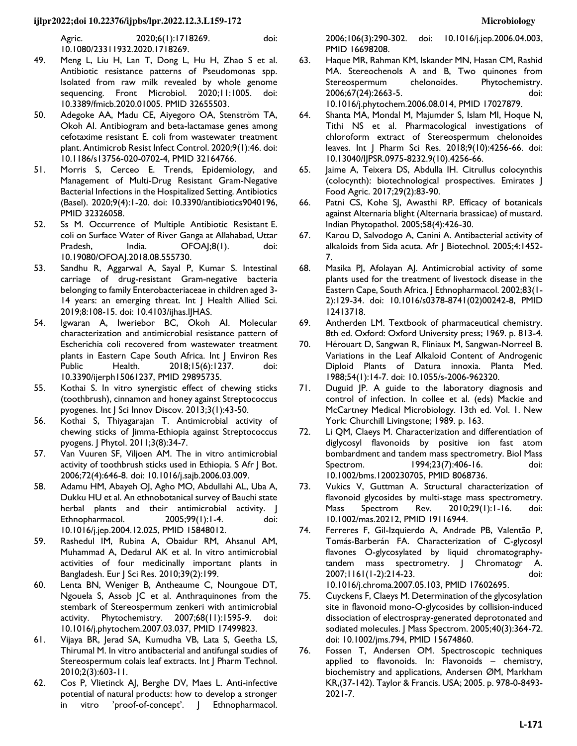Agric. 2020;6(1):1718269. doi: 10.1080/23311932.2020.1718269.

49. Meng L, Liu H, Lan T, Dong L, Hu H, Zhao S et al. Antibiotic resistance patterns of Pseudomonas spp. Isolated from raw milk revealed by whole genome sequencing. Front Microbiol. 2020;11:1005. doi: 10.3389/fmicb.2020.01005. PMID 32655503.
50. Adegoke AA, Madu CE, Aiyegoro OA, Stenström TA, Okoh AI. Antibiogram and beta-lactamase genes among cefotaxime resistant E. coli from wastewater treatment plant. Antimicrob Resist Infect Control. 2020;9(1):46. doi: 10.1186/s13756-020-0702-4, PMID 32164766.
51. Morris S, Cerceo E. Trends, Epidemiology, and Management of Multi-Drug Resistant Gram-Negative Bacterial Infections in the Hospitalized Setting. Antibiotics (Basel). 2020;9(4):1-20. doi: 10.3390/antibiotics9040196, PMID 32326058.
52. Ss M. Occurrence of Multiple Antibiotic Resistant E. coli on Surface Water of River Ganga at Allahabad, Uttar Pradesh, India. OFOAJ;8(1). doi: 10.19080/OFOAJ.2018.08.555730.
53. Sandhu R, Aggarwal A, Sayal P, Kumar S. Intestinal carriage of drug-resistant Gram-negative bacteria belonging to family Enterobacteriaceae in children aged 3-14 years: an emerging threat. Int J Health Allied Sci. 2019;8:108-15. doi: 10.4103/ijhas.IJHAS.
54. Igwaran A, Iweriebor BC, Okoh AI. Molecular characterization and antimicrobial resistance pattern of Escherichia coli recovered from wastewater treatment plants in Eastern Cape South Africa. Int J Environ Res Public Health. 2018;15(6):1237. doi: 10.3390/ijerph15061237, PMID 29895735.
55. Kothai S. In vitro synergistic effect of chewing sticks (toothbrush), cinnamon and honey against Streptococcus pyogenes. Int J Sci Innov Discov. 2013;3(1):43-50.
56. Kothai S, Thiyagarajan T. Antimicrobial activity of chewing sticks of Jimma-Ethiopia against Streptococcus pyogens. J Phytol. 2011;3(8):34-7.
57. Van Vuuren SF, Viljoen AM. The in vitro antimicrobial activity of toothbrush sticks used in Ethiopia. S Afr J Bot. 2006;72(4):646-8. doi: 10.1016/j.sajb.2006.03.009.
58. Adamu HM, Abayeh OJ, Agho MO, Abdullahi AL, Uba A, Dukku HU et al. An ethnobotanical survey of Bauchi state herbal plants and their antimicrobial activity. J Ethnopharmacol. 2005;99(1):1-4. doi: 10.1016/j.jep.2004.12.025, PMID 15848012.
59. Rashedul IM, Rubina A, Obaidur RM, Ahsanul AM, Muhammad A, Dedarul AK et al. In vitro antimicrobial activities of four medicinally important plants in Bangladesh. Eur J Sci Res. 2010;39(2):199.
60. Lenta BN, Weniger B, Antheaume C, Noungoue DT, Ngouela S, Assob JC et al. Anthraquinones from the stembark of Stereospermum zenkeri with antimicrobial activity. Phytochemistry. 2007;68(11):1595-9. doi: 10.1016/j.phytochem.2007.03.037, PMID 17499823.
61. Vijaya BR, Jerad SA, Kumudha VB, Lata S, Geetha LS, Thirumal M. In vitro antibacterial and antifungal studies of Stereospermum colais leaf extracts. Int J Pharm Technol. 2010;2(3):603-11.
62. Cos P, Vlietinck AJ, Berghe DV, Maes L. Anti-infective potential of natural products: how to develop a stronger in vitro 'proof-of-concept'. J Ethnopharmacol. 2006;106(3):290-302. doi: 10.1016/j.jep.2006.04.003, PMID 16698208.
63. Haque MR, Rahman KM, Iskander MN, Hasan CM, Rashid MA. Stereochenols A and B, Two quinones from Stereospermum chelonoides. Phytochemistry. 2006;67(24):2663-5. doi: 10.1016/j.phytochem.2006.08.014, PMID 17027879.
64. Shanta MA, Mondal M, Majumder S, Islam MI, Hoque N, Tithi NS et al. Pharmacological investigations of chloroform extract of Stereospermum chelonoides leaves. Int J Pharm Sci Res. 2018;9(10):4256-66. doi: 10.13040/IJPSR.0975-8232.9(10).4256-66.
65. Jaime A, Teixera DS, Abdulla IH. Citrullus colocynthis (colocynth): biotechnological prospectives. Emirates J Food Agric. 2017;29(2):83-90.
66. Patni CS, Kohe SJ, Awasthi RP. Efficacy of botanicals against Alternaria blight (Alternaria brassicae) of mustard. Indian Phytopathol. 2005;58(4):426-30.
67. Karou D, Salvodogo A, Canini A. Antibacterial activity of alkaloids from Sida acuta. Afr J Biotechnol. 2005;4:1452-7.
68. Masika PJ, Afolayan AJ. Antimicrobial activity of some plants used for the treatment of livestock disease in the Eastern Cape, South Africa. J Ethnopharmacol. 2002;83(1-2):129-34. doi: 10.1016/s0378-8741(02)00242-8, PMID 12413718.
69. Antherden LM. Textbook of pharmaceutical chemistry. 8th ed. Oxford: Oxford University press; 1969. p. 813-4.
70. Hérouart D, Sangwan R, Fliniaux M, Sangwan-Norreel B. Variations in the Leaf Alkaloid Content of Androgenic Diploid Plants of Datura innoxia. Planta Med. 1988;54(1):14-7. doi: 10.1055/s-2006-962320.
71. Duguid JP. A guide to the laboratory diagnosis and control of infection. In collee et al. (eds) Mackie and McCartney Medical Microbiology. 13th ed. Vol. 1. New York: Churchill Livingstone; 1989. p. 163.
72. Li QM, Claeys M. Characterization and differentiation of diglycosyl flavonoids by positive ion fast atom bombardment and tandem mass spectrometry. Biol Mass Spectrom. 1994;23(7):406-16. doi: 10.1002/bms.1200230705, PMID 8068736.
73. Vukics V, Guttman A. Structural characterization of flavonoid glycosides by multi-stage mass spectrometry. Mass Spectrom Rev. 2010;29(1):1-16. doi: 10.1002/mas.20212, PMID 19116944.
74. Ferreres F, Gil-Izquierdo A, Andrade PB, Valentão P, Tomás-Barberán FA. Characterization of C-glycosyl flavones O-glycosylated by liquid chromatography-tandem mass spectrometry. J Chromatogr A. 2007;1161(1-2):214-23. doi: 10.1016/j.chroma.2007.05.103, PMID 17602695.
75. Cuyckens F, Claeys M. Determination of the glycosylation site in flavonoid mono-O-glycosides by collision-induced dissociation of electrospray-generated deprotonated and sodiated molecules. J Mass Spectrom. 2005;40(3):364-72. doi: 10.1002/jms.794, PMID 15674860.
76. Fossen T, Andersen OM. Spectroscopic techniques applied to flavonoids. In: Flavonoids – chemistry, biochemistry and applications, Andersen ØM, Markham KR,(37-142). Taylor & Francis. USA; 2005. p. 978-0-8493-2021-7.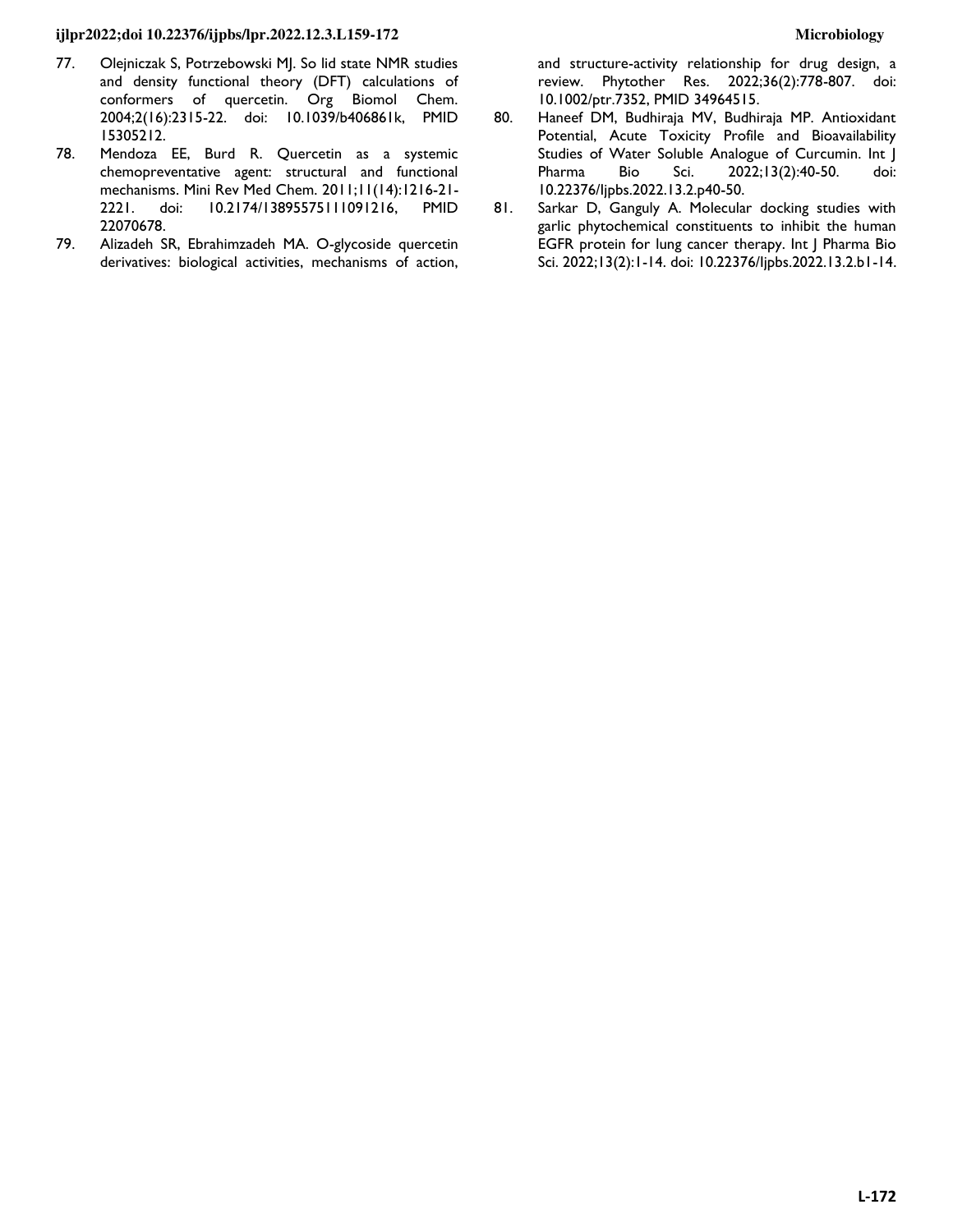77. Olejniczak S, Potrzebowski MJ. So lid state NMR studies and density functional theory (DFT) calculations of conformers of quercetin. Org Biomol Chem. 2004;2(16):2315-22. doi: 10.1039/b406861k, PMID 15305212.
78. Mendoza EE, Burd R. Quercetin as a systemic chemopreventative agent: structural and functional mechanisms. Mini Rev Med Chem. 2011;11(14):1216-21-2221. doi: 10.2174/138955711797200672, PMID 22070678.
79. Alizadeh SR, Ebrahimzadeh MA. O-glycoside quercetin derivatives: biological activities, mechanisms of action, and structure-activity relationship for drug design, a review. Phytother Res. 2022;36(2):778-807. doi: 10.1002/ptr.7352, PMID 34964515.
80. Haneef DM, Budhiraja MV, Budhiraja MP. Antioxidant Potential, Acute Toxicity Profile and Bioavailability Studies of Water Soluble Analogue of Curcumin. Int J Pharma Bio Sci. 2022;13(2):40-50. doi: 10.22376/Ijpbs.2022.13.2.p40-50.
81. Sarkar D, Ganguly A. Molecular docking studies with garlic phytochemical constituents to inhibit the human EGFR protein for lung cancer therapy. Int J Pharma Bio Sci. 2022;13(2):1-14. doi: 10.22376/Ijpbs.2022.13.2.b1-14.